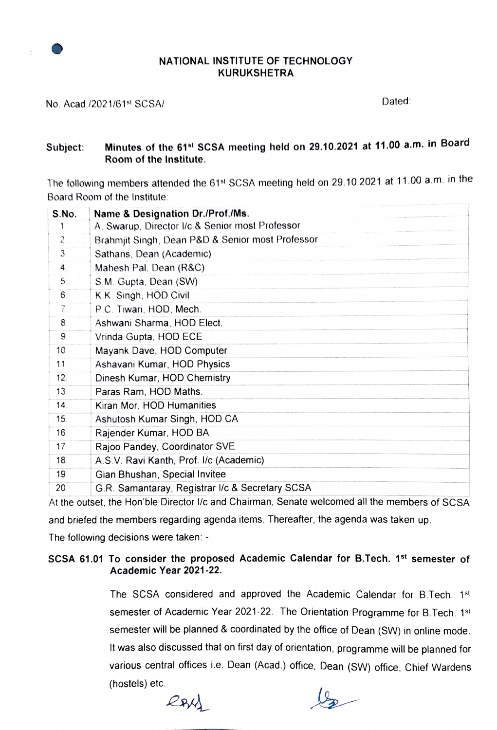# NATIONAL INSTITUTE OF TECHNOLOGY KURUKSHETRA

No. Acad./2021/61st SCSA/ Dated:

**Subject: Minutes of the 61st SCSA meeting held on 29.10.2021 at 11.00 a.m. in Board Room of the Institute.**

The following members attended the 61st SCSA meeting held on 29.10.2021 at 11.00 a.m. in the Board Room of the Institute:

| S.No. | Name & Designation Dr./Prof./Ms. |
|---|---|
| 1 | A. Swarup, Director I/c & Senior most Professor |
| 2 | Brahmjit Singh, Dean P&D & Senior most Professor |
| 3 | Sathans, Dean (Academic) |
| 4 | Mahesh Pal, Dean (R&C) |
| 5 | S.M. Gupta, Dean (SW) |
| 6 | K.K. Singh, HOD Civil |
| 7 | P.C. Tiwari, HOD, Mech. |
| 8 | Ashwani Sharma, HOD Elect. |
| 9 | Vrinda Gupta, HOD ECE |
| 10 | Mayank Dave, HOD Computer |
| 11 | Ashavani Kumar, HOD Physics |
| 12 | Dinesh Kumar, HOD Chemistry |
| 13 | Paras Ram, HOD Maths. |
| 14 | Kiran Mor, HOD Humanities |
| 15 | Ashutosh Kumar Singh, HOD CA |
| 16 | Rajender Kumar, HOD BA |
| 17 | Rajoo Pandey, Coordinator SVE |
| 18 | A.S.V. Ravi Kanth, Prof. I/c (Academic) |
| 19 | Gian Bhushan, Special Invitee |
| 20 | G.R. Samantaray, Registrar I/c & Secretary SCSA |

At the outset, the Hon'ble Director I/c and Chairman, Senate welcomed all the members of SCSA and briefed the members regarding agenda items. Thereafter, the agenda was taken up.

The following decisions were taken: -

**SCSA 61.01 To consider the proposed Academic Calendar for B.Tech. 1st semester of Academic Year 2021-22.**

The SCSA considered and approved the Academic Calendar for B.Tech. 1st semester of Academic Year 2021-22. The Orientation Programme for B.Tech. 1st semester will be planned & coordinated by the office of Dean (SW) in online mode. It was also discussed that on first day of orientation, programme will be planned for various central offices i.e. Dean (Acad.) office, Dean (SW) office, Chief Wardens (hostels) etc.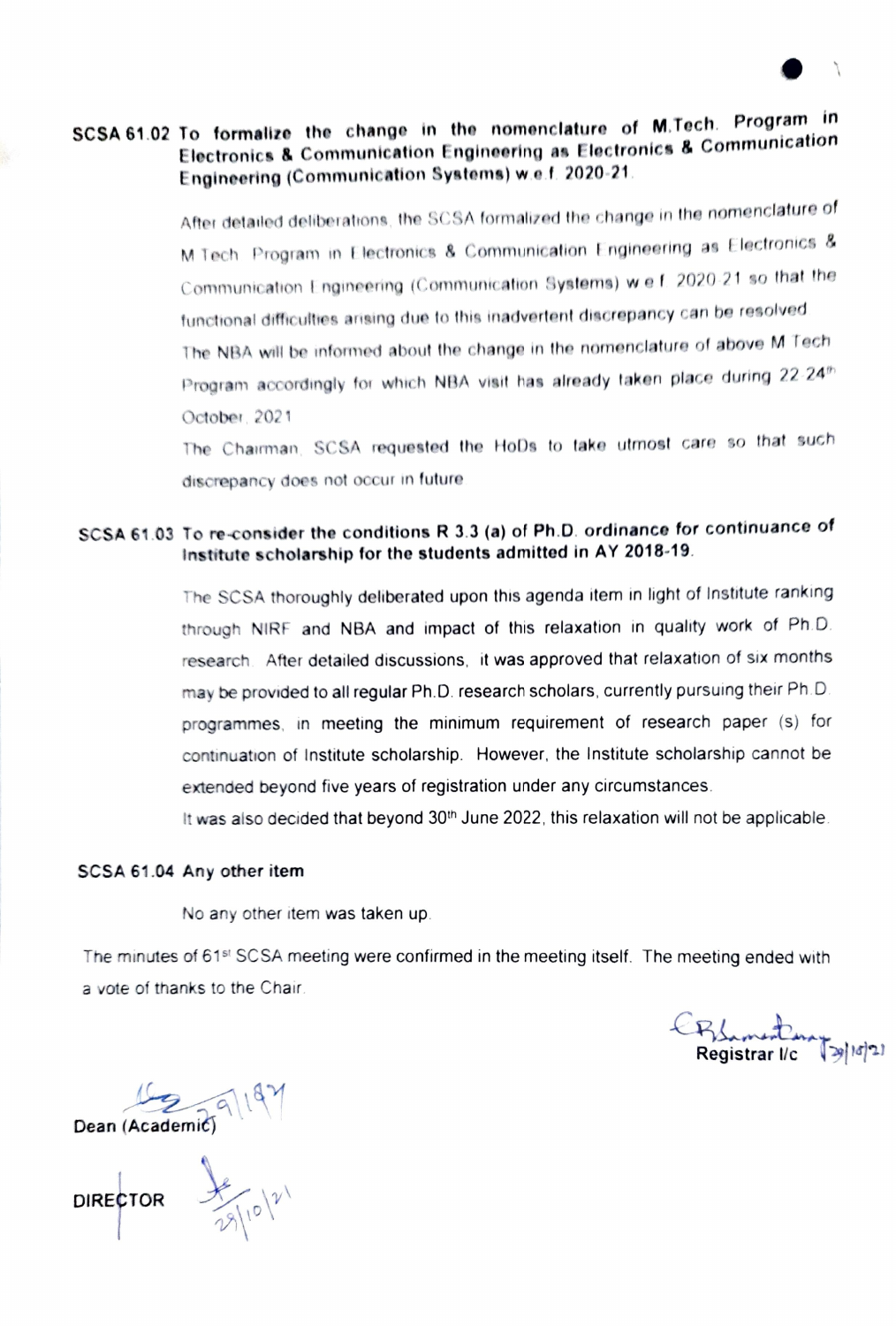**SCSA 61.02 To formalize the change in the nomenclature of M.Tech. Program in Electronics & Communication Engineering as Electronics & Communication Engineering (Communication Systems) w.e.f. 2020-21.**

After detailed deliberations, the SCSA formalized the change in the nomenclature of M.Tech. Program in Electronics & Communication Engineering as Electronics & Communication Engineering (Communication Systems) w.e.f. 2020-21 so that the functional difficulties arising due to this inadvertent discrepancy can be resolved.

The NBA will be informed about the change in the nomenclature of above M.Tech Program accordingly for which NBA visit has already taken place during 22-24th October, 2021.

The Chairman, SCSA requested the HoDs to take utmost care so that such discrepancy does not occur in future.

**SCSA 61.03 To re-consider the conditions R 3.3 (a) of Ph.D. ordinance for continuance of Institute scholarship for the students admitted in AY 2018-19.**

The SCSA thoroughly deliberated upon this agenda item in light of Institute ranking through NIRF and NBA and impact of this relaxation in quality work of Ph.D. research. After detailed discussions, it was approved that relaxation of six months may be provided to all regular Ph.D. research scholars, currently pursuing their Ph.D. programmes, in meeting the minimum requirement of research paper (s) for continuation of Institute scholarship. However, the Institute scholarship cannot be extended beyond five years of registration under any circumstances.

It was also decided that beyond 30th June 2022, this relaxation will not be applicable.

**SCSA 61.04 Any other item**

No any other item was taken up.

The minutes of 61st SCSA meeting were confirmed in the meeting itself. The meeting ended with a vote of thanks to the Chair.

Registrar I/c 29/10/21

Dean (Academic) 29/10/21

DIRECTOR 29/10/21